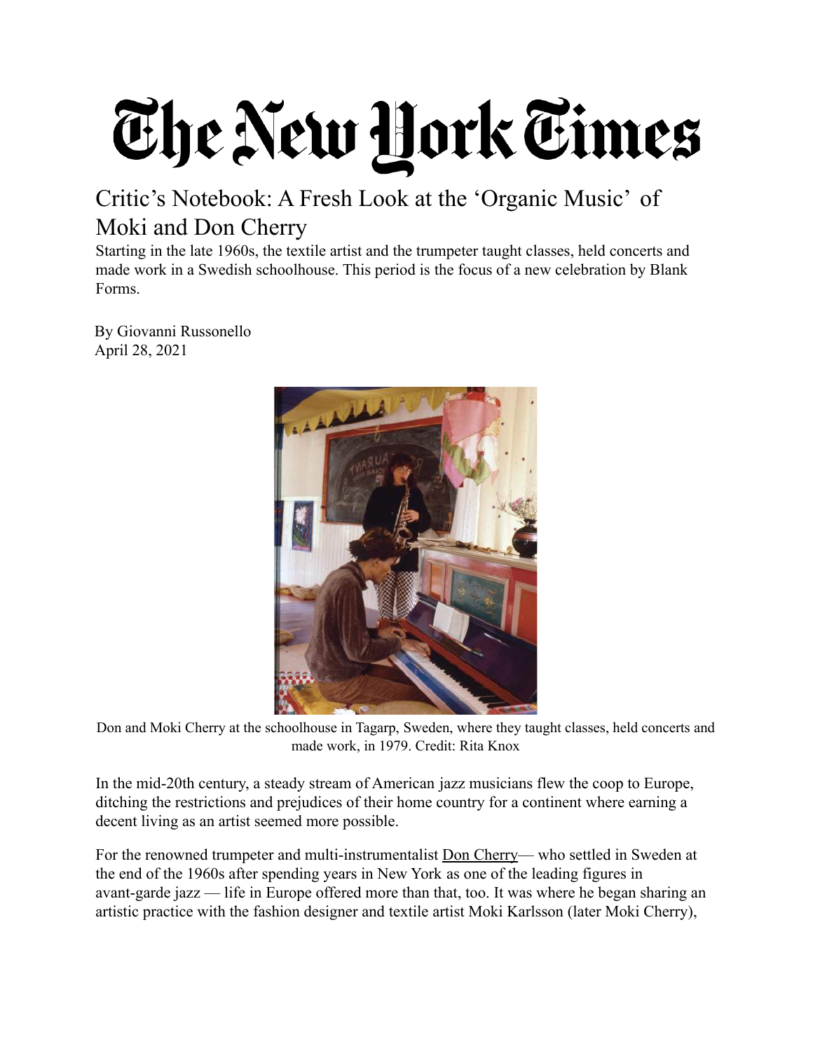# The New York Times

## Critic's Notebook: A Fresh Look at the 'Organic Music' of Moki and Don Cherry

Starting in the late 1960s, the textile artist and the trumpeter taught classes, held concerts and made work in a Swedish schoolhouse. This period is the focus of a new celebration by Blank Forms.

By Giovanni Russonello
April 28, 2021

Don and Moki Cherry at the schoolhouse in Tagarp, Sweden, where they taught classes, held concerts and made work, in 1979. Credit: Rita Knox

In the mid-20th century, a steady stream of American jazz musicians flew the coop to Europe, ditching the restrictions and prejudices of their home country for a continent where earning a decent living as an artist seemed more possible.

For the renowned trumpeter and multi-instrumentalist Don Cherry— who settled in Sweden at the end of the 1960s after spending years in New York as one of the leading figures in avant-garde jazz — life in Europe offered more than that, too. It was where he began sharing an artistic practice with the fashion designer and textile artist Moki Karlsson (later Moki Cherry),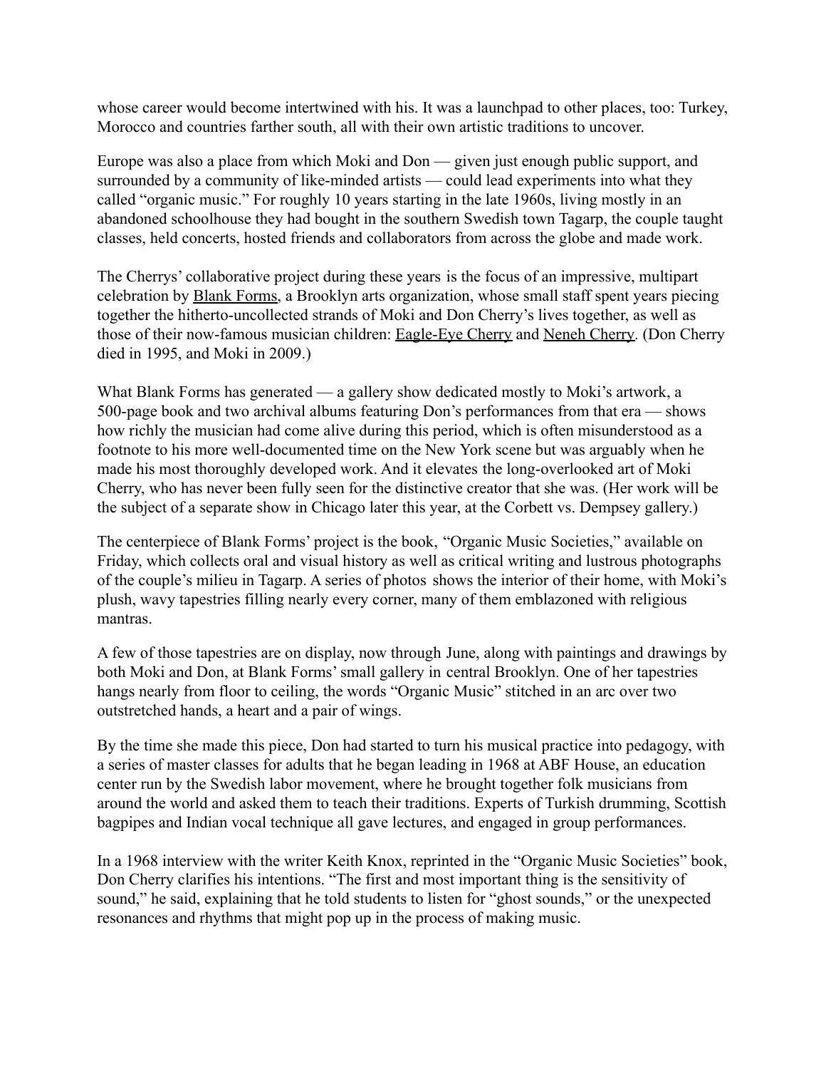whose career would become intertwined with his. It was a launchpad to other places, too: Turkey, Morocco and countries farther south, all with their own artistic traditions to uncover.

Europe was also a place from which Moki and Don — given just enough public support, and surrounded by a community of like-minded artists — could lead experiments into what they called "organic music." For roughly 10 years starting in the late 1960s, living mostly in an abandoned schoolhouse they had bought in the southern Swedish town Tagarp, the couple taught classes, held concerts, hosted friends and collaborators from across the globe and made work.

The Cherrys' collaborative project during these years is the focus of an impressive, multipart celebration by Blank Forms, a Brooklyn arts organization, whose small staff spent years piecing together the hitherto-uncollected strands of Moki and Don Cherry's lives together, as well as those of their now-famous musician children: Eagle-Eye Cherry and Neneh Cherry. (Don Cherry died in 1995, and Moki in 2009.)

What Blank Forms has generated — a gallery show dedicated mostly to Moki's artwork, a 500-page book and two archival albums featuring Don's performances from that era — shows how richly the musician had come alive during this period, which is often misunderstood as a footnote to his more well-documented time on the New York scene but was arguably when he made his most thoroughly developed work. And it elevates the long-overlooked art of Moki Cherry, who has never been fully seen for the distinctive creator that she was. (Her work will be the subject of a separate show in Chicago later this year, at the Corbett vs. Dempsey gallery.)

The centerpiece of Blank Forms' project is the book, "Organic Music Societies," available on Friday, which collects oral and visual history as well as critical writing and lustrous photographs of the couple's milieu in Tagarp. A series of photos shows the interior of their home, with Moki's plush, wavy tapestries filling nearly every corner, many of them emblazoned with religious mantras.

A few of those tapestries are on display, now through June, along with paintings and drawings by both Moki and Don, at Blank Forms' small gallery in central Brooklyn. One of her tapestries hangs nearly from floor to ceiling, the words "Organic Music" stitched in an arc over two outstretched hands, a heart and a pair of wings.

By the time she made this piece, Don had started to turn his musical practice into pedagogy, with a series of master classes for adults that he began leading in 1968 at ABF House, an education center run by the Swedish labor movement, where he brought together folk musicians from around the world and asked them to teach their traditions. Experts of Turkish drumming, Scottish bagpipes and Indian vocal technique all gave lectures, and engaged in group performances.

In a 1968 interview with the writer Keith Knox, reprinted in the "Organic Music Societies" book, Don Cherry clarifies his intentions. "The first and most important thing is the sensitivity of sound," he said, explaining that he told students to listen for "ghost sounds," or the unexpected resonances and rhythms that might pop up in the process of making music.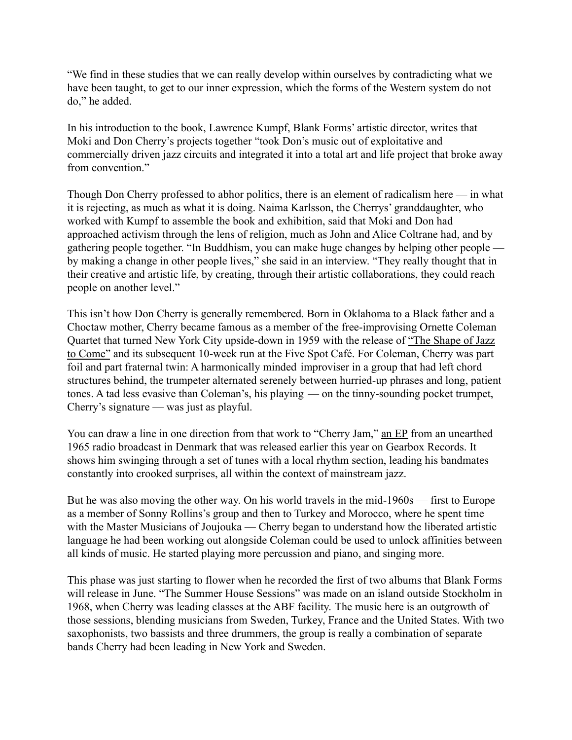"We find in these studies that we can really develop within ourselves by contradicting what we have been taught, to get to our inner expression, which the forms of the Western system do not do," he added.

In his introduction to the book, Lawrence Kumpf, Blank Forms' artistic director, writes that Moki and Don Cherry's projects together "took Don's music out of exploitative and commercially driven jazz circuits and integrated it into a total art and life project that broke away from convention."

Though Don Cherry professed to abhor politics, there is an element of radicalism here — in what it is rejecting, as much as what it is doing. Naima Karlsson, the Cherrys' granddaughter, who worked with Kumpf to assemble the book and exhibition, said that Moki and Don had approached activism through the lens of religion, much as John and Alice Coltrane had, and by gathering people together. "In Buddhism, you can make huge changes by helping other people — by making a change in other people lives," she said in an interview. "They really thought that in their creative and artistic life, by creating, through their artistic collaborations, they could reach people on another level."

This isn't how Don Cherry is generally remembered. Born in Oklahoma to a Black father and a Choctaw mother, Cherry became famous as a member of the free-improvising Ornette Coleman Quartet that turned New York City upside-down in 1959 with the release of "The Shape of Jazz to Come" and its subsequent 10-week run at the Five Spot Café. For Coleman, Cherry was part foil and part fraternal twin: A harmonically minded improviser in a group that had left chord structures behind, the trumpeter alternated serenely between hurried-up phrases and long, patient tones. A tad less evasive than Coleman's, his playing — on the tinny-sounding pocket trumpet, Cherry's signature — was just as playful.

You can draw a line in one direction from that work to "Cherry Jam," an EP from an unearthed 1965 radio broadcast in Denmark that was released earlier this year on Gearbox Records. It shows him swinging through a set of tunes with a local rhythm section, leading his bandmates constantly into crooked surprises, all within the context of mainstream jazz.

But he was also moving the other way. On his world travels in the mid-1960s — first to Europe as a member of Sonny Rollins's group and then to Turkey and Morocco, where he spent time with the Master Musicians of Joujouka — Cherry began to understand how the liberated artistic language he had been working out alongside Coleman could be used to unlock affinities between all kinds of music. He started playing more percussion and piano, and singing more.

This phase was just starting to flower when he recorded the first of two albums that Blank Forms will release in June. "The Summer House Sessions" was made on an island outside Stockholm in 1968, when Cherry was leading classes at the ABF facility. The music here is an outgrowth of those sessions, blending musicians from Sweden, Turkey, France and the United States. With two saxophonists, two bassists and three drummers, the group is really a combination of separate bands Cherry had been leading in New York and Sweden.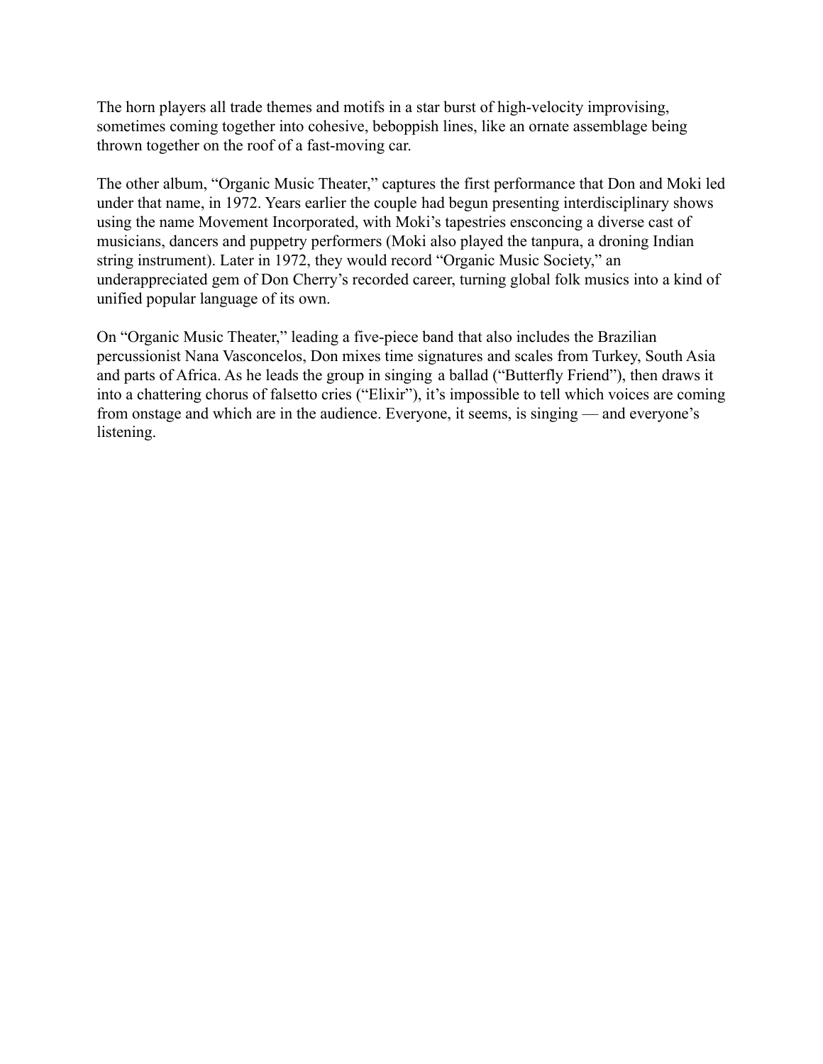The horn players all trade themes and motifs in a star burst of high-velocity improvising, sometimes coming together into cohesive, beboppish lines, like an ornate assemblage being thrown together on the roof of a fast-moving car.

The other album, “Organic Music Theater,” captures the first performance that Don and Moki led under that name, in 1972. Years earlier the couple had begun presenting interdisciplinary shows using the name Movement Incorporated, with Moki’s tapestries ensconcing a diverse cast of musicians, dancers and puppetry performers (Moki also played the tanpura, a droning Indian string instrument). Later in 1972, they would record “Organic Music Society,” an underappreciated gem of Don Cherry’s recorded career, turning global folk musics into a kind of unified popular language of its own.

On “Organic Music Theater,” leading a five-piece band that also includes the Brazilian percussionist Nana Vasconcelos, Don mixes time signatures and scales from Turkey, South Asia and parts of Africa. As he leads the group in singing a ballad (“Butterfly Friend”), then draws it into a chattering chorus of falsetto cries (“Elixir”), it’s impossible to tell which voices are coming from onstage and which are in the audience. Everyone, it seems, is singing — and everyone’s listening.